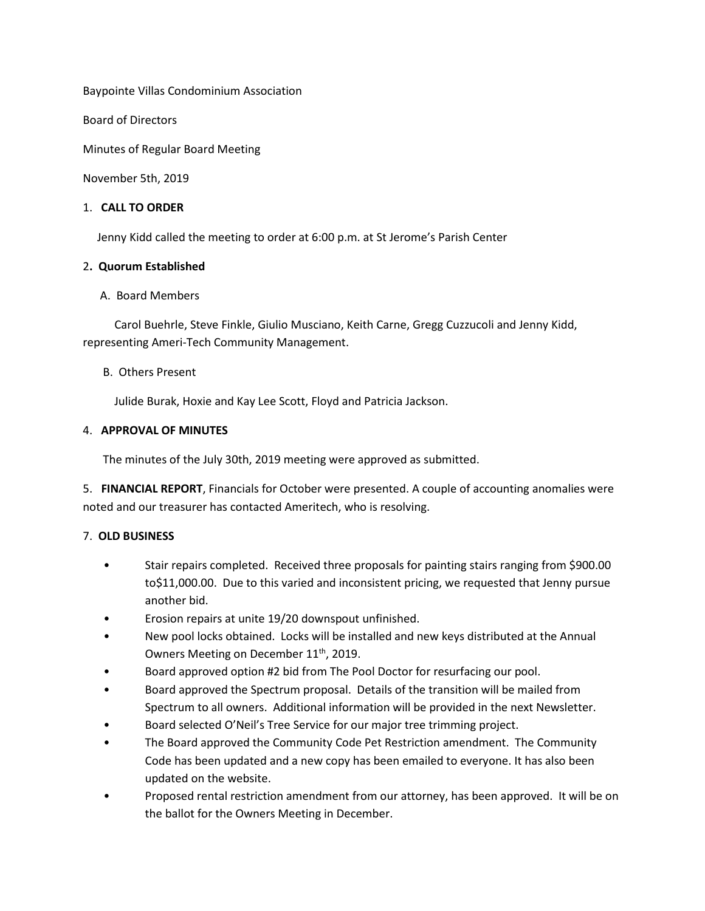Baypointe Villas Condominium Association

Board of Directors

Minutes of Regular Board Meeting

November 5th, 2019

1. **CALL TO ORDER**

Jenny Kidd called the meeting to order at 6:00 p.m. at St Jerome's Parish Center

2**. Quorum Established**

A. Board Members

Carol Buehrle, Steve Finkle, Giulio Musciano, Keith Carne, Gregg Cuzzucoli and Jenny Kidd, representing Ameri-Tech Community Management.

B. Others Present

Julide Burak, Hoxie and Kay Lee Scott, Floyd and Patricia Jackson.

4. **APPROVAL OF MINUTES**

The minutes of the July 30th, 2019 meeting were approved as submitted.

5. **FINANCIAL REPORT**, Financials for October were presented. A couple of accounting anomalies were noted and our treasurer has contacted Ameritech, who is resolving.

7. **OLD BUSINESS**

- Stair repairs completed. Received three proposals for painting stairs ranging from $900.00 to$11,000.00. Due to this varied and inconsistent pricing, we requested that Jenny pursue another bid.
- Erosion repairs at unite 19/20 downspout unfinished.
- New pool locks obtained. Locks will be installed and new keys distributed at the Annual Owners Meeting on December 11th, 2019.
- Board approved option #2 bid from The Pool Doctor for resurfacing our pool.
- Board approved the Spectrum proposal. Details of the transition will be mailed from Spectrum to all owners. Additional information will be provided in the next Newsletter.
- Board selected O'Neil's Tree Service for our major tree trimming project.
- The Board approved the Community Code Pet Restriction amendment. The Community Code has been updated and a new copy has been emailed to everyone. It has also been updated on the website.
- Proposed rental restriction amendment from our attorney, has been approved. It will be on the ballot for the Owners Meeting in December.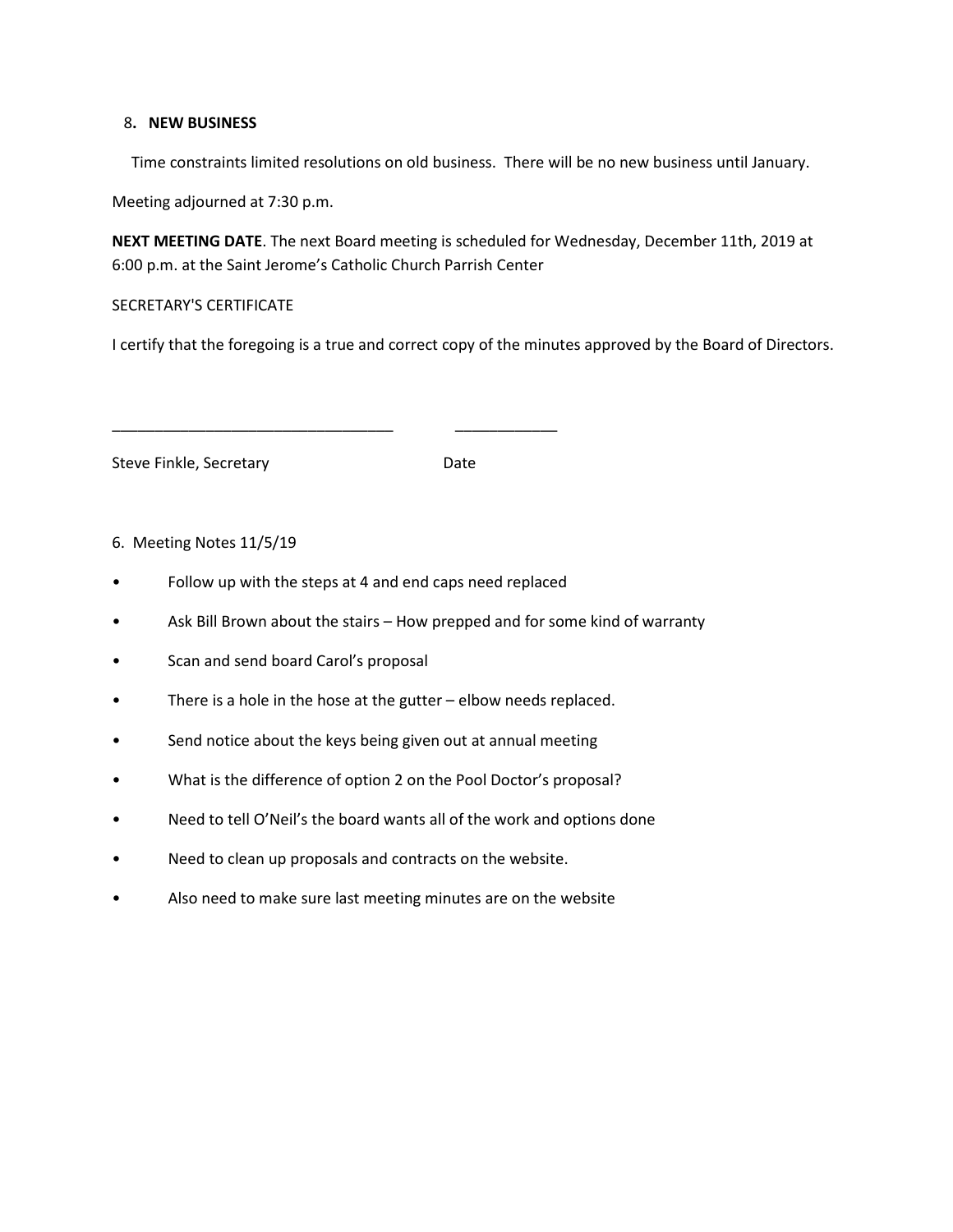## 8. NEW BUSINESS

Time constraints limited resolutions on old business. There will be no new business until January.

Meeting adjourned at 7:30 p.m.

**NEXT MEETING DATE**. The next Board meeting is scheduled for Wednesday, December 11th, 2019 at 6:00 p.m. at the Saint Jerome's Catholic Church Parrish Center

SECRETARY'S CERTIFICATE

I certify that the foregoing is a true and correct copy of the minutes approved by the Board of Directors.

_________________________________ ____________

Steve Finkle, Secretary Date

6. Meeting Notes 11/5/19

- Follow up with the steps at 4 and end caps need replaced
- Ask Bill Brown about the stairs – How prepped and for some kind of warranty
- Scan and send board Carol's proposal
- There is a hole in the hose at the gutter – elbow needs replaced.
- Send notice about the keys being given out at annual meeting
- What is the difference of option 2 on the Pool Doctor's proposal?
- Need to tell O'Neil's the board wants all of the work and options done
- Need to clean up proposals and contracts on the website.
- Also need to make sure last meeting minutes are on the website